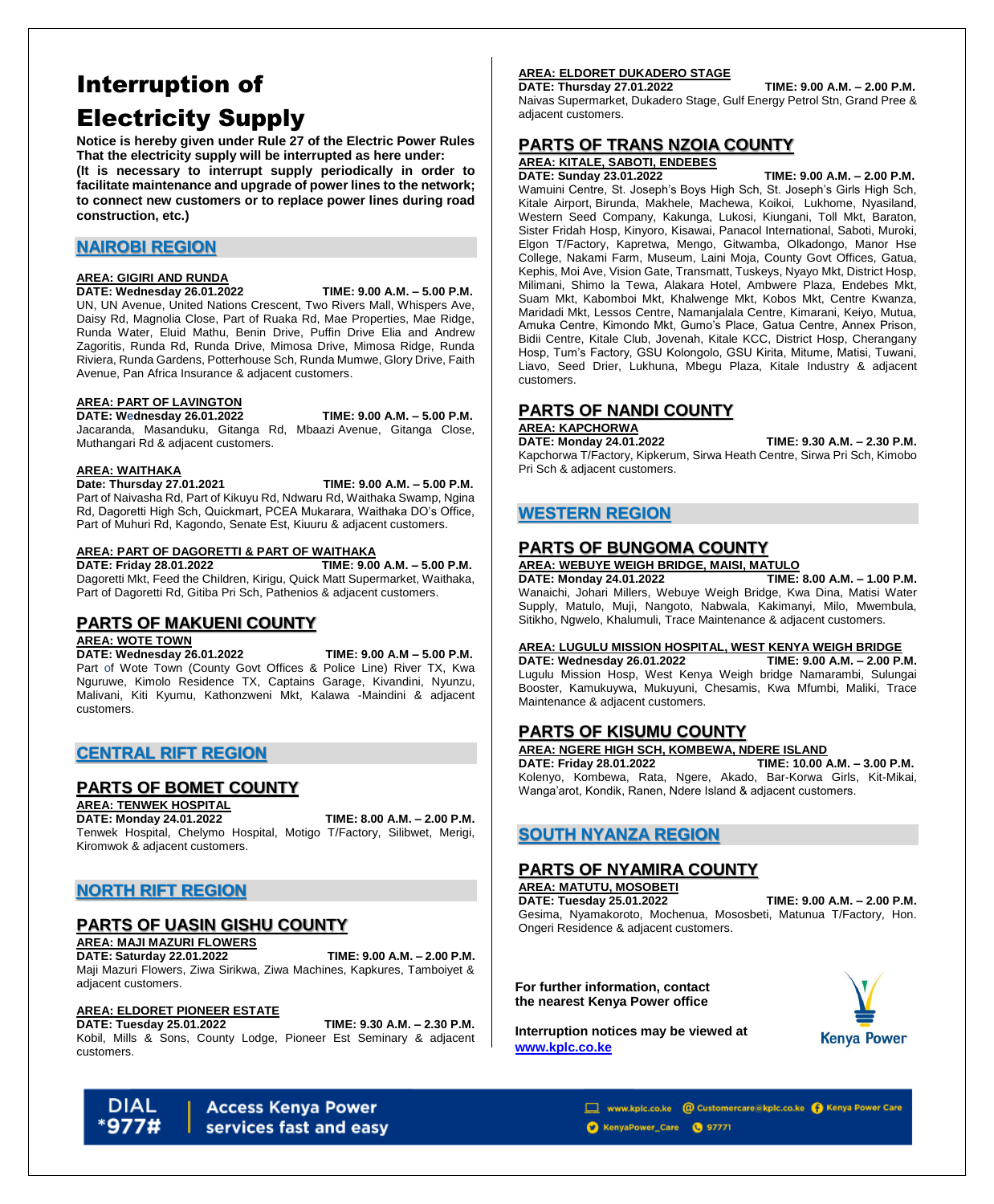# Interruption of Electricity Supply

**Notice is hereby given under Rule 27 of the Electric Power Rules That the electricity supply will be interrupted as here under:**
**(It is necessary to interrupt supply periodically in order to facilitate maintenance and upgrade of power lines to the network; to connect new customers or to replace power lines during road construction, etc.)**

## NAIROBI REGION

**AREA: GIGIRI AND RUNDA**
**DATE: Wednesday 26.01.2022** **TIME: 9.00 A.M. – 5.00 P.M.**
UN, UN Avenue, United Nations Crescent, Two Rivers Mall, Whispers Ave, Daisy Rd, Magnolia Close, Part of Ruaka Rd, Mae Properties, Mae Ridge, Runda Water, Eluid Mathu, Benin Drive, Puffin Drive Elia and Andrew Zagoritis, Runda Rd, Runda Drive, Mimosa Drive, Mimosa Ridge, Runda Riviera, Runda Gardens, Potterhouse Sch, Runda Mumwe, Glory Drive, Faith Avenue, Pan Africa Insurance & adjacent customers.

**AREA: PART OF LAVINGTON**
**DATE: Wednesday 26.01.2022** **TIME: 9.00 A.M. – 5.00 P.M.**
Jacaranda, Masanduku, Gitanga Rd, Mbaazi Avenue, Gitanga Close, Muthangari Rd & adjacent customers.

**AREA: WAITHAKA**
**Date: Thursday 27.01.2021** **TIME: 9.00 A.M. – 5.00 P.M.**
Part of Naivasha Rd, Part of Kikuyu Rd, Ndwaru Rd, Waithaka Swamp, Ngina Rd, Dagoretti High Sch, Quickmart, PCEA Mukarara, Waithaka DO's Office, Part of Muhuri Rd, Kagondo, Senate Est, Kiuuru & adjacent customers.

**AREA: PART OF DAGORETTI & PART OF WAITHAKA**
**DATE: Friday 28.01.2022** **TIME: 9.00 A.M. – 5.00 P.M.**
Dagoretti Mkt, Feed the Children, Kirigu, Quick Matt Supermarket, Waithaka, Part of Dagoretti Rd, Gitiba Pri Sch, Pathenios & adjacent customers.

### PARTS OF MAKUENI COUNTY

**AREA: WOTE TOWN**
**DATE: Wednesday 26.01.2022** **TIME: 9.00 A.M – 5.00 P.M.**
Part of Wote Town (County Govt Offices & Police Line) River TX, Kwa Nguruwe, Kimolo Residence TX, Captains Garage, Kivandini, Nyunzu, Malivani, Kiti Kyumu, Kathonzweni Mkt, Kalawa -Maindini & adjacent customers.

## CENTRAL RIFT REGION

### PARTS OF BOMET COUNTY

**AREA: TENWEK HOSPITAL**
**DATE: Monday 24.01.2022** **TIME: 8.00 A.M. – 2.00 P.M.**
Tenwek Hospital, Chelymo Hospital, Motigo T/Factory, Silibwet, Merigi, Kiromwok & adjacent customers.

## NORTH RIFT REGION

### PARTS OF UASIN GISHU COUNTY

**AREA: MAJI MAZURI FLOWERS**
**DATE: Saturday 22.01.2022** **TIME: 9.00 A.M. – 2.00 P.M.**
Maji Mazuri Flowers, Ziwa Sirikwa, Ziwa Machines, Kapkures, Tamboiyet & adjacent customers.

**AREA: ELDORET PIONEER ESTATE**
**DATE: Tuesday 25.01.2022** **TIME: 9.30 A.M. – 2.30 P.M.**
Kobil, Mills & Sons, County Lodge, Pioneer Est Seminary & adjacent customers.

**AREA: ELDORET DUKADERO STAGE**
**DATE: Thursday 27.01.2022** **TIME: 9.00 A.M. – 2.00 P.M.**
Naivas Supermarket, Dukadero Stage, Gulf Energy Petrol Stn, Grand Pree & adjacent customers.

### PARTS OF TRANS NZOIA COUNTY

**AREA: KITALE, SABOTI, ENDEBES**
**DATE: Sunday 23.01.2022** **TIME: 9.00 A.M. – 2.00 P.M.**
Wamuini Centre, St. Joseph's Boys High Sch, St. Joseph's Girls High Sch, Kitale Airport, Birunda, Makhele, Machewa, Koikoi, Lukhome, Nyasiland, Western Seed Company, Kakunga, Lukosi, Kiungani, Toll Mkt, Baraton, Sister Fridah Hosp, Kinyoro, Kisawai, Panacol International, Saboti, Muroki, Elgon T/Factory, Kapretwa, Mengo, Gitwamba, Olkadongo, Manor Hse College, Nakami Farm, Museum, Laini Moja, County Govt Offices, Gatua, Kephis, Moi Ave, Vision Gate, Transmatt, Tuskeys, Nyayo Mkt, District Hosp, Milimani, Shimo la Tewa, Alakara Hotel, Ambwere Plaza, Endebes Mkt, Suam Mkt, Kabomboi Mkt, Khalwenge Mkt, Kobos Mkt, Centre Kwanza, Maridadi Mkt, Lessos Centre, Namanjalala Centre, Kimarani, Keiyo, Mutua, Amuka Centre, Kimondo Mkt, Gumo's Place, Gatua Centre, Annex Prison, Bidii Centre, Kitale Club, Jovenah, Kitale KCC, District Hosp, Cherangany Hosp, Tum's Factory, GSU Kolongolo, GSU Kirita, Mitume, Matisi, Tuwani, Liavo, Seed Drier, Lukhuna, Mbegu Plaza, Kitale Industry & adjacent customers.

### PARTS OF NANDI COUNTY

**AREA: KAPCHORWA**
**DATE: Monday 24.01.2022** **TIME: 9.30 A.M. – 2.30 P.M.**
Kapchorwa T/Factory, Kipkerum, Sirwa Heath Centre, Sirwa Pri Sch, Kimobo Pri Sch & adjacent customers.

## WESTERN REGION

### PARTS OF BUNGOMA COUNTY

**AREA: WEBUYE WEIGH BRIDGE, MAISI, MATULO**
**DATE: Monday 24.01.2022** **TIME: 8.00 A.M. – 1.00 P.M.**
Wanaichi, Johari Millers, Webuye Weigh Bridge, Kwa Dina, Matisi Water Supply, Matulo, Muji, Nangoto, Nabwala, Kakimanyi, Milo, Mwembula, Sitikho, Ngwelo, Khalumuli, Trace Maintenance & adjacent customers.

**AREA: LUGULU MISSION HOSPITAL, WEST KENYA WEIGH BRIDGE**
**DATE: Wednesday 26.01.2022** **TIME: 9.00 A.M. – 2.00 P.M.**
Lugulu Mission Hosp, West Kenya Weigh bridge Namarambi, Sulungai Booster, Kamukuywa, Mukuyuni, Chesamis, Kwa Mfumbi, Maliki, Trace Maintenance & adjacent customers.

### PARTS OF KISUMU COUNTY

**AREA: NGERE HIGH SCH, KOMBEWA, NDERE ISLAND**
**DATE: Friday 28.01.2022** **TIME: 10.00 A.M. – 3.00 P.M.**
Kolenyo, Kombewa, Rata, Ngere, Akado, Bar-Korwa Girls, Kit-Mikai, Wanga'arot, Kondik, Ranen, Ndere Island & adjacent customers.

## SOUTH NYANZA REGION

### PARTS OF NYAMIRA COUNTY

**AREA: MATUTU, MOSOBETI**
**DATE: Tuesday 25.01.2022** **TIME: 9.00 A.M. – 2.00 P.M.**
Gesima, Nyamakoroto, Mochenua, Mososbeti, Matunua T/Factory, Hon. Ongeri Residence & adjacent customers.

**For further information, contact the nearest Kenya Power office**

**Interruption notices may be viewed at www.kplc.co.ke**

Kenya Power

DIAL *977# | Access Kenya Power services fast and easy

www.kplc.co.ke  Customercare@kplc.co.ke  Kenya Power Care  KenyaPower_Care  97771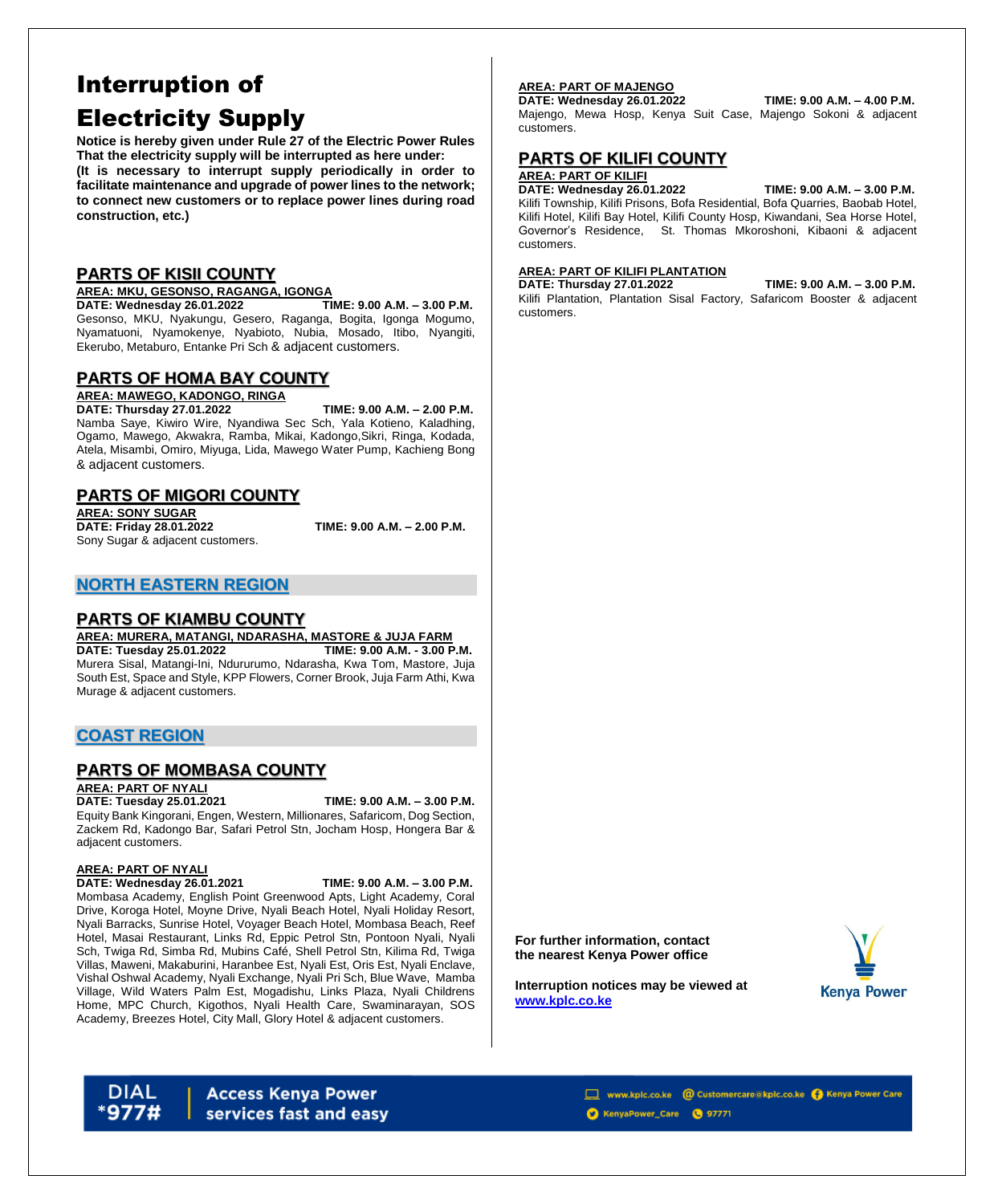# Interruption of Electricity Supply

**Notice is hereby given under Rule 27 of the Electric Power Rules That the electricity supply will be interrupted as here under:**
**(It is necessary to interrupt supply periodically in order to facilitate maintenance and upgrade of power lines to the network; to connect new customers or to replace power lines during road construction, etc.)**

## PARTS OF KISII COUNTY

**AREA: MKU, GESONSO, RAGANGA, IGONGA**
**DATE: Wednesday 26.01.2022** **TIME: 9.00 A.M. – 3.00 P.M.**
Gesonso, MKU, Nyakungu, Gesero, Raganga, Bogita, Igonga Mogumo, Nyamatuoni, Nyamokenye, Nyabioto, Nubia, Mosado, Itibo, Nyangiti, Ekerubo, Metaburo, Entanke Pri Sch & adjacent customers.

## PARTS OF HOMA BAY COUNTY

**AREA: MAWEGO, KADONGO, RINGA**
**DATE: Thursday 27.01.2022** **TIME: 9.00 A.M. – 2.00 P.M.**
Namba Saye, Kiwiro Wire, Nyandiwa Sec Sch, Yala Kotieno, Kaladhing, Ogamo, Mawego, Akwakra, Ramba, Mikai, Kadongo,Sikri, Ringa, Kodada, Atela, Misambi, Omiro, Miyuga, Lida, Mawego Water Pump, Kachieng Bong & adjacent customers.

## PARTS OF MIGORI COUNTY

**AREA: SONY SUGAR**
**DATE: Friday 28.01.2022** **TIME: 9.00 A.M. – 2.00 P.M.**
Sony Sugar & adjacent customers.

# NORTH EASTERN REGION

## PARTS OF KIAMBU COUNTY

**AREA: MURERA, MATANGI, NDARASHA, MASTORE & JUJA FARM**
**DATE: Tuesday 25.01.2022** **TIME: 9.00 A.M. - 3.00 P.M.**
Murera Sisal, Matangi-Ini, Ndururumo, Ndarasha, Kwa Tom, Mastore, Juja South Est, Space and Style, KPP Flowers, Corner Brook, Juja Farm Athi, Kwa Murage & adjacent customers.

# COAST REGION

## PARTS OF MOMBASA COUNTY

**AREA: PART OF NYALI**
**DATE: Tuesday 25.01.2021** **TIME: 9.00 A.M. – 3.00 P.M.**
Equity Bank Kingorani, Engen, Western, Millionares, Safaricom, Dog Section, Zackem Rd, Kadongo Bar, Safari Petrol Stn, Jocham Hosp, Hongera Bar & adjacent customers.

**AREA: PART OF NYALI**
**DATE: Wednesday 26.01.2021** **TIME: 9.00 A.M. – 3.00 P.M.**
Mombasa Academy, English Point Greenwood Apts, Light Academy, Coral Drive, Koroga Hotel, Moyne Drive, Nyali Beach Hotel, Nyali Holiday Resort, Nyali Barracks, Sunrise Hotel, Voyager Beach Hotel, Mombasa Beach, Reef Hotel, Masai Restaurant, Links Rd, Eppic Petrol Stn, Pontoon Nyali, Nyali Sch, Twiga Rd, Simba Rd, Mubins Café, Shell Petrol Stn, Kilima Rd, Twiga Villas, Maweni, Makaburini, Haranbee Est, Nyali Est, Oris Est, Nyali Enclave, Vishal Oshwal Academy, Nyali Exchange, Nyali Pri Sch, Blue Wave, Mamba Village, Wild Waters Palm Est, Mogadishu, Links Plaza, Nyali Childrens Home, MPC Church, Kigothos, Nyali Health Care, Swaminarayan, SOS Academy, Breezes Hotel, City Mall, Glory Hotel & adjacent customers.

**AREA: PART OF MAJENGO**
**DATE: Wednesday 26.01.2022** **TIME: 9.00 A.M. – 4.00 P.M.**
Majengo, Mewa Hosp, Kenya Suit Case, Majengo Sokoni & adjacent customers.

## PARTS OF KILIFI COUNTY

**AREA: PART OF KILIFI**
**DATE: Wednesday 26.01.2022** **TIME: 9.00 A.M. – 3.00 P.M.**
Kilifi Township, Kilifi Prisons, Bofa Residential, Bofa Quarries, Baobab Hotel, Kilifi Hotel, Kilifi Bay Hotel, Kilifi County Hosp, Kiwandani, Sea Horse Hotel, Governor's Residence, St. Thomas Mkoroshoni, Kibaoni & adjacent customers.

**AREA: PART OF KILIFI PLANTATION**
**DATE: Thursday 27.01.2022** **TIME: 9.00 A.M. – 3.00 P.M.**
Kilifi Plantation, Plantation Sisal Factory, Safaricom Booster & adjacent customers.

**For further information, contact the nearest Kenya Power office**

**Interruption notices may be viewed at [www.kplc.co.ke](http://www.kplc.co.ke)**

Kenya Power

DIAL *977# | Access Kenya Power services fast and easy

www.kplc.co.ke | Customercare@kplc.co.ke | Kenya Power Care | KenyaPower_Care | 97771